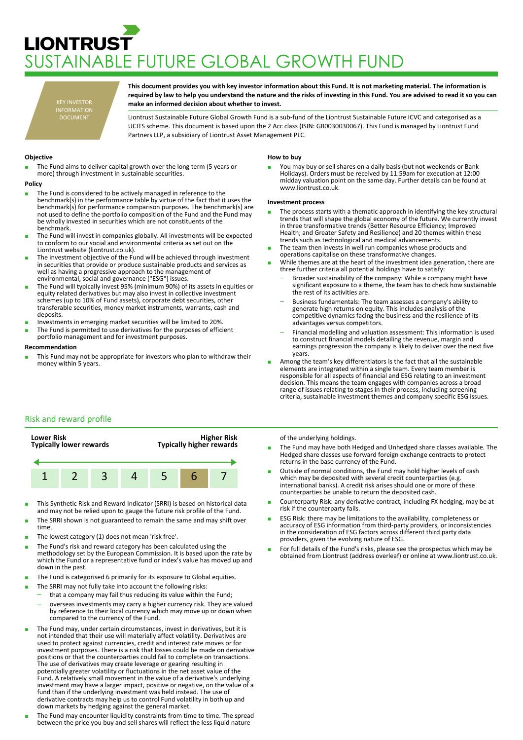# LIONTRUST
# SUSTAINABLE FUTURE GLOBAL GROWTH FUND

KEY INVESTOR INFORMATION DOCUMENT

**This document provides you with key investor information about this Fund. It is not marketing material. The information is required by law to help you understand the nature and the risks of investing in this Fund. You are advised to read it so you can make an informed decision about whether to invest.**

Liontrust Sustainable Future Global Growth Fund is a sub-fund of the Liontrust Sustainable Future ICVC and categorised as a UCITS scheme. This document is based upon the 2 Acc class (ISIN: GB0030030067). This Fund is managed by Liontrust Fund Partners LLP, a subsidiary of Liontrust Asset Management PLC.

**Objective**

- The Fund aims to deliver capital growth over the long term (5 years or more) through investment in sustainable securities.

**Policy**

- The Fund is considered to be actively managed in reference to the benchmark(s) in the performance table by virtue of the fact that it uses the benchmark(s) for performance comparison purposes. The benchmark(s) are not used to define the portfolio composition of the Fund and the Fund may be wholly invested in securities which are not constituents of the benchmark.
- The Fund will invest in companies globally. All investments will be expected to conform to our social and environmental criteria as set out on the Liontrust website (liontrust.co.uk).
- The investment objective of the Fund will be achieved through investment in securities that provide or produce sustainable products and services as well as having a progressive approach to the management of environmental, social and governance ("ESG") issues.
- The Fund will typically invest 95% (minimum 90%) of its assets in equities or equity related derivatives but may also invest in collective investment schemes (up to 10% of Fund assets), corporate debt securities, other transferable securities, money market instruments, warrants, cash and deposits.
- Investments in emerging market securities will be limited to 20%.
- The Fund is permitted to use derivatives for the purposes of efficient portfolio management and for investment purposes.

**Recommendation**

- This Fund may not be appropriate for investors who plan to withdraw their money within 5 years.

**How to buy**

- You may buy or sell shares on a daily basis (but not weekends or Bank Holidays). Orders must be received by 11:59am for execution at 12:00 midday valuation point on the same day. Further details can be found at www.liontrust.co.uk.

**Investment process**

- The process starts with a thematic approach in identifying the key structural trends that will shape the global economy of the future. We currently invest in three transformative trends (Better Resource Efficiency; Improved Health; and Greater Safety and Resilience) and 20 themes within these trends such as technological and medical advancements.
- The team then invests in well run companies whose products and operations capitalise on these transformative changes.
- While themes are at the heart of the investment idea generation, there are three further criteria all potential holdings have to satisfy:
  - Broader sustainability of the company: While a company might have significant exposure to a theme, the team has to check how sustainable the rest of its activities are.
  - Business fundamentals: The team assesses a company's ability to generate high returns on equity. This includes analysis of the competitive dynamics facing the business and the resilience of its advantages versus competitors.
  - Financial modelling and valuation assessment: This information is used to construct financial models detailing the revenue, margin and earnings progression the company is likely to deliver over the next five years.
- Among the team's key differentiators is the fact that all the sustainable elements are integrated within a single team. Every team member is responsible for all aspects of financial and ESG relating to an investment decision. This means the team engages with companies across a broad range of issues relating to stages in their process, including screening criteria, sustainable investment themes and company specific ESG issues.

## Risk and reward profile

| Lower Risk<br>Typically lower rewards | | | | | | Higher Risk<br>Typically higher rewards |
|---|---|---|---|---|---|---|
| 1 | 2 | 3 | 4 | 5 | **6** | 7 |

- This Synthetic Risk and Reward Indicator (SRRI) is based on historical data and may not be relied upon to gauge the future risk profile of the Fund.
- The SRRI shown is not guaranteed to remain the same and may shift over time.
- The lowest category (1) does not mean 'risk free'.
- The Fund's risk and reward category has been calculated using the methodology set by the European Commission. It is based upon the rate by which the Fund or a representative fund or index's value has moved up and down in the past.
- The Fund is categorised 6 primarily for its exposure to Global equities.
- The SRRI may not fully take into account the following risks:
  - that a company may fail thus reducing its value within the Fund;
  - overseas investments may carry a higher currency risk. They are valued by reference to their local currency which may move up or down when compared to the currency of the Fund.
- The Fund may, under certain circumstances, invest in derivatives, but it is not intended that their use will materially affect volatility. Derivatives are used to protect against currencies, credit and interest rate moves or for investment purposes. There is a risk that losses could be made on derivative positions or that the counterparties could fail to complete on transactions. The use of derivatives may create leverage or gearing resulting in potentially greater volatility or fluctuations in the net asset value of the Fund. A relatively small movement in the value of a derivative's underlying investment may have a larger impact, positive or negative, on the value of a fund than if the underlying investment was held instead. The use of derivative contracts may help us to control Fund volatility in both up and down markets by hedging against the general market.
- The Fund may encounter liquidity constraints from time to time. The spread between the price you buy and sell shares will reflect the less liquid nature of the underlying holdings.
- The Fund may have both Hedged and Unhedged share classes available. The Hedged share classes use forward foreign exchange contracts to protect returns in the base currency of the Fund.
- Outside of normal conditions, the Fund may hold higher levels of cash which may be deposited with several credit counterparties (e.g. international banks). A credit risk arises should one or more of these counterparties be unable to return the deposited cash.
- Counterparty Risk: any derivative contract, including FX hedging, may be at risk if the counterparty fails.
- ESG Risk: there may be limitations to the availability, completeness or accuracy of ESG information from third-party providers, or inconsistencies in the consideration of ESG factors across different third party data providers, given the evolving nature of ESG.
- For full details of the Fund's risks, please see the prospectus which may be obtained from Liontrust (address overleaf) or online at www.liontrust.co.uk.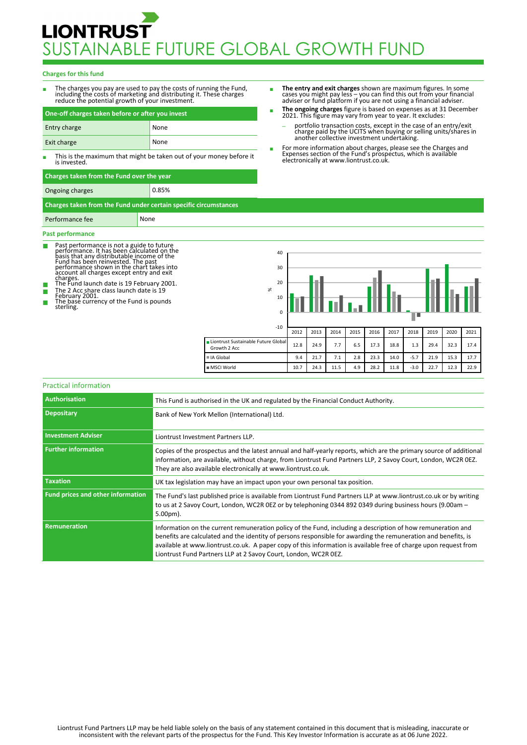# LIONTRUST
# SUSTAINABLE FUTURE GLOBAL GROWTH FUND

## Charges for this fund

- The charges you pay are used to pay the costs of running the Fund, including the costs of marketing and distributing it. These charges reduce the potential growth of your investment.

| One-off charges taken before or after you invest | |
|---|---|
| Entry charge | None |
| Exit charge | None |

- This is the maximum that might be taken out of your money before it is invested.

| Charges taken from the Fund over the year | |
|---|---|
| Ongoing charges | 0.85% |

| Charges taken from the Fund under certain specific circumstances | |
|---|---|
| Performance fee | None |

- **The entry and exit charges** shown are maximum figures. In some cases you might pay less – you can find this out from your financial adviser or fund platform if you are not using a financial adviser.
- **The ongoing charges** figure is based on expenses as at 31 December 2021. This figure may vary from year to year. It excludes:
  - portfolio transaction costs, except in the case of an entry/exit charge paid by the UCITS when buying or selling units/shares in another collective investment undertaking.
- For more information about charges, please see the Charges and Expenses section of the Fund's prospectus, which is available electronically at www.liontrust.co.uk.

## Past performance

- Past performance is not a guide to future performance. It has been calculated on the basis that any distributable income of the Fund has been reinvested. The past performance shown in the chart takes into account all charges except entry and exit charges.
- The Fund launch date is 19 February 2001.
- The 2 Acc share class launch date is 19 February 2001.
- The base currency of the Fund is pounds sterling.

40
30
20
10
0
-10
%

| | 2012 | 2013 | 2014 | 2015 | 2016 | 2017 | 2018 | 2019 | 2020 | 2021 |
|---|---|---|---|---|---|---|---|---|---|---|
| Liontrust Sustainable Future Global Growth 2 Acc | 12.8 | 24.9 | 7.7 | 6.5 | 17.3 | 18.8 | 1.3 | 29.4 | 32.3 | 17.4 |
| IA Global | 9.4 | 21.7 | 7.1 | 2.8 | 23.3 | 14.0 | -5.7 | 21.9 | 15.3 | 17.7 |
| MSCI World | 10.7 | 24.3 | 11.5 | 4.9 | 28.2 | 11.8 | -3.0 | 22.7 | 12.3 | 22.9 |

## Practical information

| | |
|---|---|
| **Authorisation** | This Fund is authorised in the UK and regulated by the Financial Conduct Authority. |
| **Depositary** | Bank of New York Mellon (International) Ltd. |
| **Investment Adviser** | Liontrust Investment Partners LLP. |
| **Further information** | Copies of the prospectus and the latest annual and half-yearly reports, which are the primary source of additional information, are available, without charge, from Liontrust Fund Partners LLP, 2 Savoy Court, London, WC2R 0EZ. They are also available electronically at www.liontrust.co.uk. |
| **Taxation** | UK tax legislation may have an impact upon your own personal tax position. |
| **Fund prices and other information** | The Fund's last published price is available from Liontrust Fund Partners LLP at www.liontrust.co.uk or by writing to us at 2 Savoy Court, London, WC2R 0EZ or by telephoning 0344 892 0349 during business hours (9.00am – 5.00pm). |
| **Remuneration** | Information on the current remuneration policy of the Fund, including a description of how remuneration and benefits are calculated and the identity of persons responsible for awarding the remuneration and benefits, is available at www.liontrust.co.uk. A paper copy of this information is available free of charge upon request from Liontrust Fund Partners LLP at 2 Savoy Court, London, WC2R 0EZ. |

Liontrust Fund Partners LLP may be held liable solely on the basis of any statement contained in this document that is misleading, inaccurate or inconsistent with the relevant parts of the prospectus for the Fund. This Key Investor Information is accurate as at 06 June 2022.